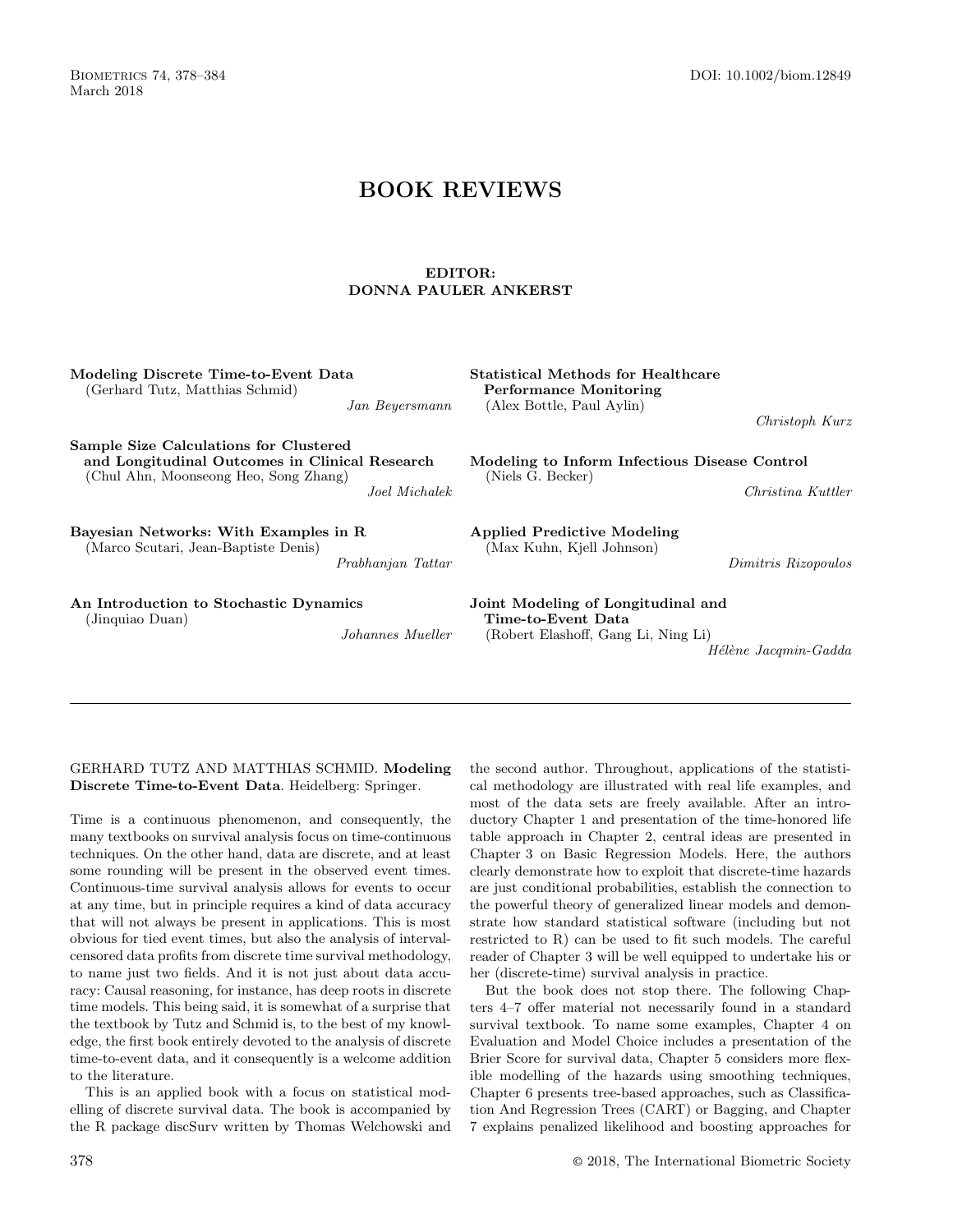# BOOK REVIEWS

**EDITOR:**
**DONNA PAULER ANKERST**

**Modeling Discrete Time-to-Event Data**
(Gerhard Tutz, Matthias Schmid)
*Jan Beyersmann*

**Sample Size Calculations for Clustered and Longitudinal Outcomes in Clinical Research**
(Chul Ahn, Moonseong Heo, Song Zhang)
*Joel Michalek*

**Bayesian Networks: With Examples in R**
(Marco Scutari, Jean-Baptiste Denis)
*Prabhanjan Tattar*

**An Introduction to Stochastic Dynamics**
(Jinquiao Duan)
*Johannes Mueller*

**Statistical Methods for Healthcare Performance Monitoring**
(Alex Bottle, Paul Aylin)
*Christoph Kurz*

**Modeling to Inform Infectious Disease Control**
(Niels G. Becker)
*Christina Kuttler*

**Applied Predictive Modeling**
(Max Kuhn, Kjell Johnson)
*Dimitris Rizopoulos*

**Joint Modeling of Longitudinal and Time-to-Event Data**
(Robert Elashoff, Gang Li, Ning Li)
*Hélène Jacqmin-Gadda*

---

GERHARD TUTZ AND MATTHIAS SCHMID. **Modeling Discrete Time-to-Event Data**. Heidelberg: Springer.

Time is a continuous phenomenon, and consequently, the many textbooks on survival analysis focus on time-continuous techniques. On the other hand, data are discrete, and at least some rounding will be present in the observed event times. Continuous-time survival analysis allows for events to occur at any time, but in principle requires a kind of data accuracy that will not always be present in applications. This is most obvious for tied event times, but also the analysis of interval-censored data profits from discrete time survival methodology, to name just two fields. And it is not just about data accuracy: Causal reasoning, for instance, has deep roots in discrete time models. This being said, it is somewhat of a surprise that the textbook by Tutz and Schmid is, to the best of my knowledge, the first book entirely devoted to the analysis of discrete time-to-event data, and it consequently is a welcome addition to the literature.

This is an applied book with a focus on statistical modelling of discrete survival data. The book is accompanied by the R package discSurv written by Thomas Welchowski and the second author. Throughout, applications of the statistical methodology are illustrated with real life examples, and most of the data sets are freely available. After an introductory Chapter 1 and presentation of the time-honored life table approach in Chapter 2, central ideas are presented in Chapter 3 on Basic Regression Models. Here, the authors clearly demonstrate how to exploit that discrete-time hazards are just conditional probabilities, establish the connection to the powerful theory of generalized linear models and demonstrate how standard statistical software (including but not restricted to R) can be used to fit such models. The careful reader of Chapter 3 will be well equipped to undertake his or her (discrete-time) survival analysis in practice.

But the book does not stop there. The following Chapters 4–7 offer material not necessarily found in a standard survival textbook. To name some examples, Chapter 4 on Evaluation and Model Choice includes a presentation of the Brier Score for survival data, Chapter 5 considers more flexible modelling of the hazards using smoothing techniques, Chapter 6 presents tree-based approaches, such as Classification And Regression Trees (CART) or Bagging, and Chapter 7 explains penalized likelihood and boosting approaches for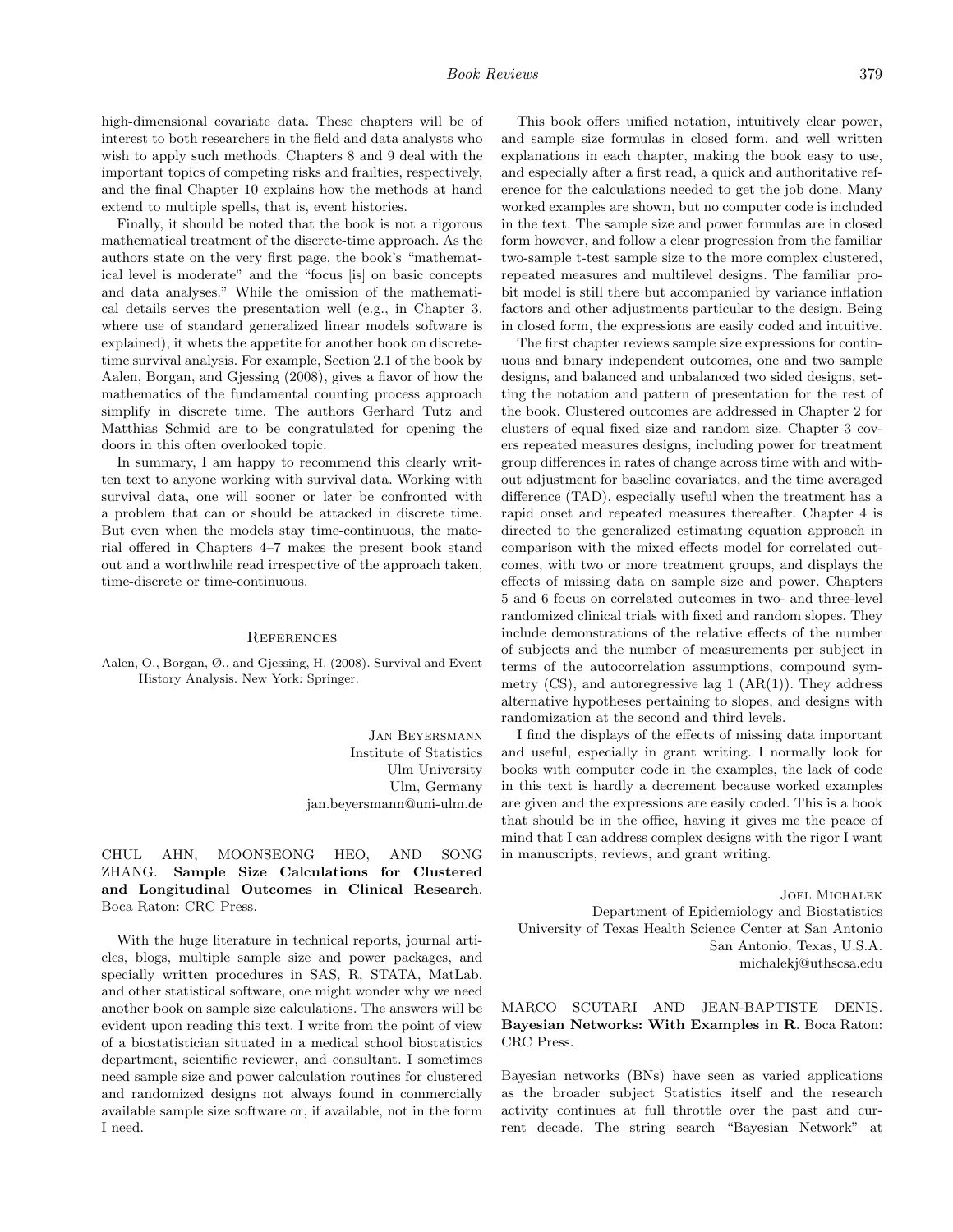high-dimensional covariate data. These chapters will be of interest to both researchers in the field and data analysts who wish to apply such methods. Chapters 8 and 9 deal with the important topics of competing risks and frailties, respectively, and the final Chapter 10 explains how the methods at hand extend to multiple spells, that is, event histories.

Finally, it should be noted that the book is not a rigorous mathematical treatment of the discrete-time approach. As the authors state on the very first page, the book's "mathematical level is moderate" and the "focus [is] on basic concepts and data analyses." While the omission of the mathematical details serves the presentation well (e.g., in Chapter 3, where use of standard generalized linear models software is explained), it whets the appetite for another book on discrete-time survival analysis. For example, Section 2.1 of the book by Aalen, Borgan, and Gjessing (2008), gives a flavor of how the mathematics of the fundamental counting process approach simplify in discrete time. The authors Gerhard Tutz and Matthias Schmid are to be congratulated for opening the doors in this often overlooked topic.

In summary, I am happy to recommend this clearly written text to anyone working with survival data. Working with survival data, one will sooner or later be confronted with a problem that can or should be attacked in discrete time. But even when the models stay time-continuous, the material offered in Chapters 4–7 makes the present book stand out and a worthwhile read irrespective of the approach taken, time-discrete or time-continuous.

### References

Aalen, O., Borgan, Ø., and Gjessing, H. (2008). Survival and Event History Analysis. New York: Springer.

Jan Beyersmann
Institute of Statistics
Ulm University
Ulm, Germany
jan.beyersmann@uni-ulm.de

CHUL AHN, MOONSEONG HEO, AND SONG ZHANG. **Sample Size Calculations for Clustered and Longitudinal Outcomes in Clinical Research**. Boca Raton: CRC Press.

With the huge literature in technical reports, journal articles, blogs, multiple sample size and power packages, and specially written procedures in SAS, R, STATA, MatLab, and other statistical software, one might wonder why we need another book on sample size calculations. The answers will be evident upon reading this text. I write from the point of view of a biostatistician situated in a medical school biostatistics department, scientific reviewer, and consultant. I sometimes need sample size and power calculation routines for clustered and randomized designs not always found in commercially available sample size software or, if available, not in the form I need.

This book offers unified notation, intuitively clear power, and sample size formulas in closed form, and well written explanations in each chapter, making the book easy to use, and especially after a first read, a quick and authoritative reference for the calculations needed to get the job done. Many worked examples are shown, but no computer code is included in the text. The sample size and power formulas are in closed form however, and follow a clear progression from the familiar two-sample t-test sample size to the more complex clustered, repeated measures and multilevel designs. The familiar probit model is still there but accompanied by variance inflation factors and other adjustments particular to the design. Being in closed form, the expressions are easily coded and intuitive.

The first chapter reviews sample size expressions for continuous and binary independent outcomes, one and two sample designs, and balanced and unbalanced two sided designs, setting the notation and pattern of presentation for the rest of the book. Clustered outcomes are addressed in Chapter 2 for clusters of equal fixed size and random size. Chapter 3 covers repeated measures designs, including power for treatment group differences in rates of change across time with and without adjustment for baseline covariates, and the time averaged difference (TAD), especially useful when the treatment has a rapid onset and repeated measures thereafter. Chapter 4 is directed to the generalized estimating equation approach in comparison with the mixed effects model for correlated outcomes, with two or more treatment groups, and displays the effects of missing data on sample size and power. Chapters 5 and 6 focus on correlated outcomes in two- and three-level randomized clinical trials with fixed and random slopes. They include demonstrations of the relative effects of the number of subjects and the number of measurements per subject in terms of the autocorrelation assumptions, compound symmetry (CS), and autoregressive lag 1 (AR(1)). They address alternative hypotheses pertaining to slopes, and designs with randomization at the second and third levels.

I find the displays of the effects of missing data important and useful, especially in grant writing. I normally look for books with computer code in the examples, the lack of code in this text is hardly a decrement because worked examples are given and the expressions are easily coded. This is a book that should be in the office, having it gives me the peace of mind that I can address complex designs with the rigor I want in manuscripts, reviews, and grant writing.

Joel Michalek
Department of Epidemiology and Biostatistics
University of Texas Health Science Center at San Antonio
San Antonio, Texas, U.S.A.
michalekj@uthscsa.edu

MARCO SCUTARI AND JEAN-BAPTISTE DENIS. **Bayesian Networks: With Examples in R**. Boca Raton: CRC Press.

Bayesian networks (BNs) have seen as varied applications as the broader subject Statistics itself and the research activity continues at full throttle over the past and current decade. The string search "Bayesian Network" at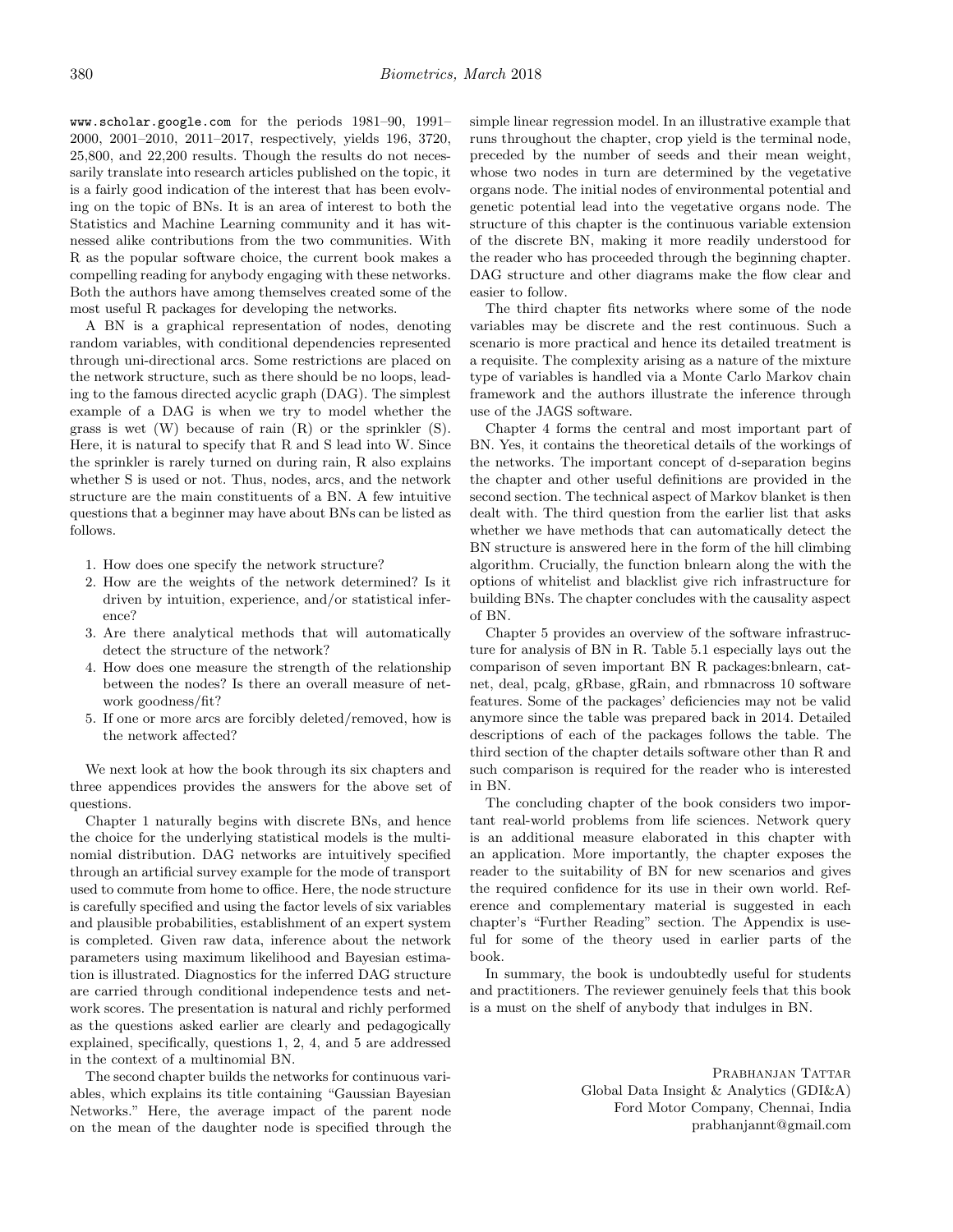www.scholar.google.com for the periods 1981–90, 1991–2000, 2001–2010, 2011–2017, respectively, yields 196, 3720, 25,800, and 22,200 results. Though the results do not necessarily translate into research articles published on the topic, it is a fairly good indication of the interest that has been evolving on the topic of BNs. It is an area of interest to both the Statistics and Machine Learning community and it has witnessed alike contributions from the two communities. With R as the popular software choice, the current book makes a compelling reading for anybody engaging with these networks. Both the authors have among themselves created some of the most useful R packages for developing the networks.

A BN is a graphical representation of nodes, denoting random variables, with conditional dependencies represented through uni-directional arcs. Some restrictions are placed on the network structure, such as there should be no loops, leading to the famous directed acyclic graph (DAG). The simplest example of a DAG is when we try to model whether the grass is wet (W) because of rain (R) or the sprinkler (S). Here, it is natural to specify that R and S lead into W. Since the sprinkler is rarely turned on during rain, R also explains whether S is used or not. Thus, nodes, arcs, and the network structure are the main constituents of a BN. A few intuitive questions that a beginner may have about BNs can be listed as follows.

1. How does one specify the network structure?
2. How are the weights of the network determined? Is it driven by intuition, experience, and/or statistical inference?
3. Are there analytical methods that will automatically detect the structure of the network?
4. How does one measure the strength of the relationship between the nodes? Is there an overall measure of network goodness/fit?
5. If one or more arcs are forcibly deleted/removed, how is the network affected?

We next look at how the book through its six chapters and three appendices provides the answers for the above set of questions.

Chapter 1 naturally begins with discrete BNs, and hence the choice for the underlying statistical models is the multinomial distribution. DAG networks are intuitively specified through an artificial survey example for the mode of transport used to commute from home to office. Here, the node structure is carefully specified and using the factor levels of six variables and plausible probabilities, establishment of an expert system is completed. Given raw data, inference about the network parameters using maximum likelihood and Bayesian estimation is illustrated. Diagnostics for the inferred DAG structure are carried through conditional independence tests and network scores. The presentation is natural and richly performed as the questions asked earlier are clearly and pedagogically explained, specifically, questions 1, 2, 4, and 5 are addressed in the context of a multinomial BN.

The second chapter builds the networks for continuous variables, which explains its title containing "Gaussian Bayesian Networks." Here, the average impact of the parent node on the mean of the daughter node is specified through the simple linear regression model. In an illustrative example that runs throughout the chapter, crop yield is the terminal node, preceded by the number of seeds and their mean weight, whose two nodes in turn are determined by the vegetative organs node. The initial nodes of environmental potential and genetic potential lead into the vegetative organs node. The structure of this chapter is the continuous variable extension of the discrete BN, making it more readily understood for the reader who has proceeded through the beginning chapter. DAG structure and other diagrams make the flow clear and easier to follow.

The third chapter fits networks where some of the node variables may be discrete and the rest continuous. Such a scenario is more practical and hence its detailed treatment is a requisite. The complexity arising as a nature of the mixture type of variables is handled via a Monte Carlo Markov chain framework and the authors illustrate the inference through use of the JAGS software.

Chapter 4 forms the central and most important part of BN. Yes, it contains the theoretical details of the workings of the networks. The important concept of d-separation begins the chapter and other useful definitions are provided in the second section. The technical aspect of Markov blanket is then dealt with. The third question from the earlier list that asks whether we have methods that can automatically detect the BN structure is answered here in the form of the hill climbing algorithm. Crucially, the function bnlearn along the with the options of whitelist and blacklist give rich infrastructure for building BNs. The chapter concludes with the causality aspect of BN.

Chapter 5 provides an overview of the software infrastructure for analysis of BN in R. Table 5.1 especially lays out the comparison of seven important BN R packages:bnlearn, catnet, deal, pcalg, gRbase, gRain, and rbmnacross 10 software features. Some of the packages' deficiencies may not be valid anymore since the table was prepared back in 2014. Detailed descriptions of each of the packages follows the table. The third section of the chapter details software other than R and such comparison is required for the reader who is interested in BN.

The concluding chapter of the book considers two important real-world problems from life sciences. Network query is an additional measure elaborated in this chapter with an application. More importantly, the chapter exposes the reader to the suitability of BN for new scenarios and gives the required confidence for its use in their own world. Reference and complementary material is suggested in each chapter's "Further Reading" section. The Appendix is useful for some of the theory used in earlier parts of the book.

In summary, the book is undoubtedly useful for students and practitioners. The reviewer genuinely feels that this book is a must on the shelf of anybody that indulges in BN.

Prabhanjan Tattar
Global Data Insight & Analytics (GDI&A)
Ford Motor Company, Chennai, India
prabhanjannt@gmail.com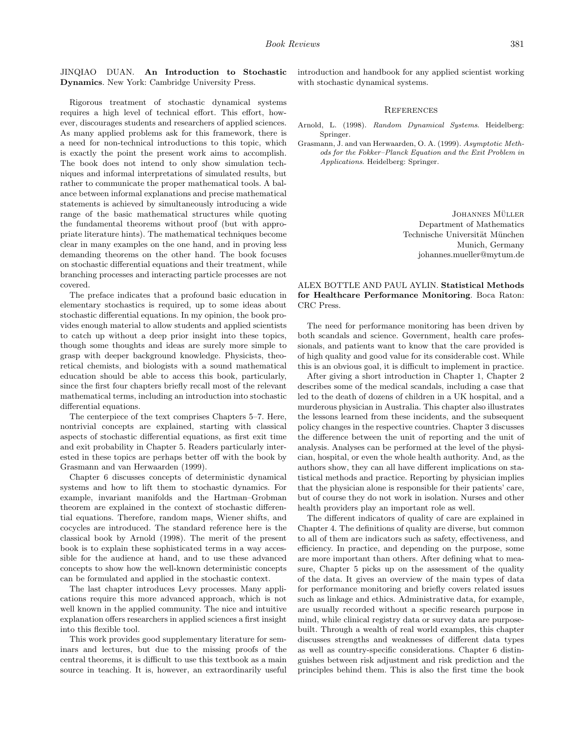JINQIAO DUAN. **An Introduction to Stochastic Dynamics**. New York: Cambridge University Press.

Rigorous treatment of stochastic dynamical systems requires a high level of technical effort. This effort, however, discourages students and researchers of applied sciences. As many applied problems ask for this framework, there is a need for non-technical introductions to this topic, which is exactly the point the present work aims to accomplish. The book does not intend to only show simulation techniques and informal interpretations of simulated results, but rather to communicate the proper mathematical tools. A balance between informal explanations and precise mathematical statements is achieved by simultaneously introducing a wide range of the basic mathematical structures while quoting the fundamental theorems without proof (but with appropriate literature hints). The mathematical techniques become clear in many examples on the one hand, and in proving less demanding theorems on the other hand. The book focuses on stochastic differential equations and their treatment, while branching processes and interacting particle processes are not covered.

The preface indicates that a profound basic education in elementary stochastics is required, up to some ideas about stochastic differential equations. In my opinion, the book provides enough material to allow students and applied scientists to catch up without a deep prior insight into these topics, though some thoughts and ideas are surely more simple to grasp with deeper background knowledge. Physicists, theoretical chemists, and biologists with a sound mathematical education should be able to access this book, particularly, since the first four chapters briefly recall most of the relevant mathematical terms, including an introduction into stochastic differential equations.

The centerpiece of the text comprises Chapters 5–7. Here, nontrivial concepts are explained, starting with classical aspects of stochastic differential equations, as first exit time and exit probability in Chapter 5. Readers particularly interested in these topics are perhaps better off with the book by Grasmann and van Herwaarden (1999).

Chapter 6 discusses concepts of deterministic dynamical systems and how to lift them to stochastic dynamics. For example, invariant manifolds and the Hartman–Grobman theorem are explained in the context of stochastic differential equations. Therefore, random maps, Wiener shifts, and cocycles are introduced. The standard reference here is the classical book by Arnold (1998). The merit of the present book is to explain these sophisticated terms in a way accessible for the audience at hand, and to use these advanced concepts to show how the well-known deterministic concepts can be formulated and applied in the stochastic context.

The last chapter introduces Levy processes. Many applications require this more advanced approach, which is not well known in the applied community. The nice and intuitive explanation offers researchers in applied sciences a first insight into this flexible tool.

This work provides good supplementary literature for seminars and lectures, but due to the missing proofs of the central theorems, it is difficult to use this textbook as a main source in teaching. It is, however, an extraordinarily useful introduction and handbook for any applied scientist working with stochastic dynamical systems.

### References

Arnold, L. (1998). *Random Dynamical Systems*. Heidelberg: Springer.

Grasmann, J. and van Herwaarden, O. A. (1999). *Asymptotic Methods for the Fokker–Planck Equation and the Exit Problem in Applications*. Heidelberg: Springer.

Johannes Müller
Department of Mathematics
Technische Universität München
Munich, Germany
johannes.mueller@mytum.de

ALEX BOTTLE AND PAUL AYLIN. **Statistical Methods for Healthcare Performance Monitoring**. Boca Raton: CRC Press.

The need for performance monitoring has been driven by both scandals and science. Government, health care professionals, and patients want to know that the care provided is of high quality and good value for its considerable cost. While this is an obvious goal, it is difficult to implement in practice.

After giving a short introduction in Chapter 1, Chapter 2 describes some of the medical scandals, including a case that led to the death of dozens of children in a UK hospital, and a murderous physician in Australia. This chapter also illustrates the lessons learned from these incidents, and the subsequent policy changes in the respective countries. Chapter 3 discusses the difference between the unit of reporting and the unit of analysis. Analyses can be performed at the level of the physician, hospital, or even the whole health authority. And, as the authors show, they can all have different implications on statistical methods and practice. Reporting by physician implies that the physician alone is responsible for their patients' care, but of course they do not work in isolation. Nurses and other health providers play an important role as well.

The different indicators of quality of care are explained in Chapter 4. The definitions of quality are diverse, but common to all of them are indicators such as safety, effectiveness, and efficiency. In practice, and depending on the purpose, some are more important than others. After defining what to measure, Chapter 5 picks up on the assessment of the quality of the data. It gives an overview of the main types of data for performance monitoring and briefly covers related issues such as linkage and ethics. Administrative data, for example, are usually recorded without a specific research purpose in mind, while clinical registry data or survey data are purpose-built. Through a wealth of real world examples, this chapter discusses strengths and weaknesses of different data types as well as country-specific considerations. Chapter 6 distinguishes between risk adjustment and risk prediction and the principles behind them. This is also the first time the book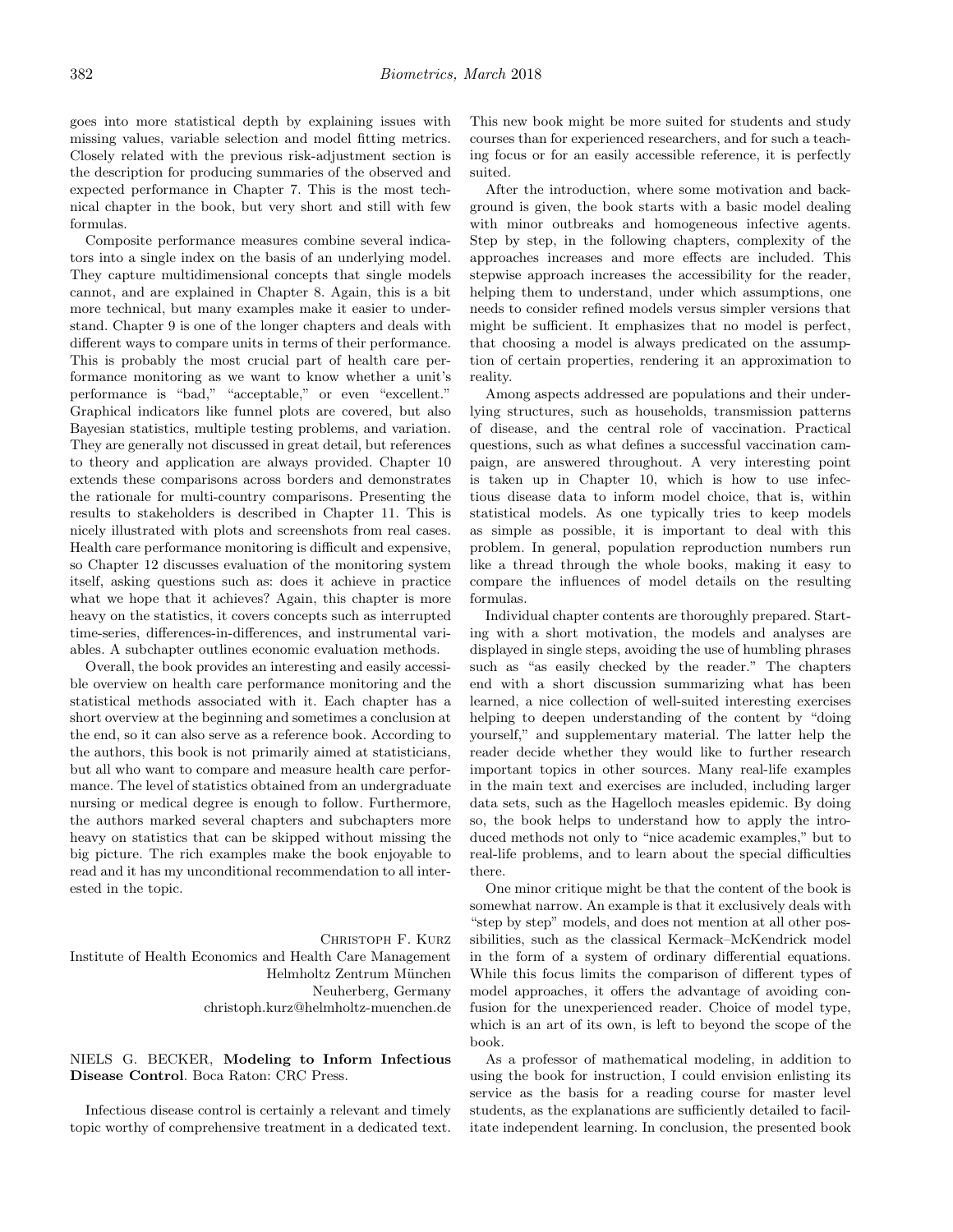goes into more statistical depth by explaining issues with missing values, variable selection and model fitting metrics. Closely related with the previous risk-adjustment section is the description for producing summaries of the observed and expected performance in Chapter 7. This is the most technical chapter in the book, but very short and still with few formulas.

Composite performance measures combine several indicators into a single index on the basis of an underlying model. They capture multidimensional concepts that single models cannot, and are explained in Chapter 8. Again, this is a bit more technical, but many examples make it easier to understand. Chapter 9 is one of the longer chapters and deals with different ways to compare units in terms of their performance. This is probably the most crucial part of health care performance monitoring as we want to know whether a unit's performance is "bad," "acceptable," or even "excellent." Graphical indicators like funnel plots are covered, but also Bayesian statistics, multiple testing problems, and variation. They are generally not discussed in great detail, but references to theory and application are always provided. Chapter 10 extends these comparisons across borders and demonstrates the rationale for multi-country comparisons. Presenting the results to stakeholders is described in Chapter 11. This is nicely illustrated with plots and screenshots from real cases. Health care performance monitoring is difficult and expensive, so Chapter 12 discusses evaluation of the monitoring system itself, asking questions such as: does it achieve in practice what we hope that it achieves? Again, this chapter is more heavy on the statistics, it covers concepts such as interrupted time-series, differences-in-differences, and instrumental variables. A subchapter outlines economic evaluation methods.

Overall, the book provides an interesting and easily accessible overview on health care performance monitoring and the statistical methods associated with it. Each chapter has a short overview at the beginning and sometimes a conclusion at the end, so it can also serve as a reference book. According to the authors, this book is not primarily aimed at statisticians, but all who want to compare and measure health care performance. The level of statistics obtained from an undergraduate nursing or medical degree is enough to follow. Furthermore, the authors marked several chapters and subchapters more heavy on statistics that can be skipped without missing the big picture. The rich examples make the book enjoyable to read and it has my unconditional recommendation to all interested in the topic.

Christoph F. Kurz
Institute of Health Economics and Health Care Management
Helmholtz Zentrum München
Neuherberg, Germany
christoph.kurz@helmholtz-muenchen.de

NIELS G. BECKER, **Modeling to Inform Infectious Disease Control**. Boca Raton: CRC Press.

Infectious disease control is certainly a relevant and timely topic worthy of comprehensive treatment in a dedicated text. This new book might be more suited for students and study courses than for experienced researchers, and for such a teaching focus or for an easily accessible reference, it is perfectly suited.

After the introduction, where some motivation and background is given, the book starts with a basic model dealing with minor outbreaks and homogeneous infective agents. Step by step, in the following chapters, complexity of the approaches increases and more effects are included. This stepwise approach increases the accessibility for the reader, helping them to understand, under which assumptions, one needs to consider refined models versus simpler versions that might be sufficient. It emphasizes that no model is perfect, that choosing a model is always predicated on the assumption of certain properties, rendering it an approximation to reality.

Among aspects addressed are populations and their underlying structures, such as households, transmission patterns of disease, and the central role of vaccination. Practical questions, such as what defines a successful vaccination campaign, are answered throughout. A very interesting point is taken up in Chapter 10, which is how to use infectious disease data to inform model choice, that is, within statistical models. As one typically tries to keep models as simple as possible, it is important to deal with this problem. In general, population reproduction numbers run like a thread through the whole books, making it easy to compare the influences of model details on the resulting formulas.

Individual chapter contents are thoroughly prepared. Starting with a short motivation, the models and analyses are displayed in single steps, avoiding the use of humbling phrases such as "as easily checked by the reader." The chapters end with a short discussion summarizing what has been learned, a nice collection of well-suited interesting exercises helping to deepen understanding of the content by "doing yourself," and supplementary material. The latter help the reader decide whether they would like to further research important topics in other sources. Many real-life examples in the main text and exercises are included, including larger data sets, such as the Hagelloch measles epidemic. By doing so, the book helps to understand how to apply the introduced methods not only to "nice academic examples," but to real-life problems, and to learn about the special difficulties there.

One minor critique might be that the content of the book is somewhat narrow. An example is that it exclusively deals with "step by step" models, and does not mention at all other possibilities, such as the classical Kermack–McKendrick model in the form of a system of ordinary differential equations. While this focus limits the comparison of different types of model approaches, it offers the advantage of avoiding confusion for the unexperienced reader. Choice of model type, which is an art of its own, is left to beyond the scope of the book.

As a professor of mathematical modeling, in addition to using the book for instruction, I could envision enlisting its service as the basis for a reading course for master level students, as the explanations are sufficiently detailed to facilitate independent learning. In conclusion, the presented book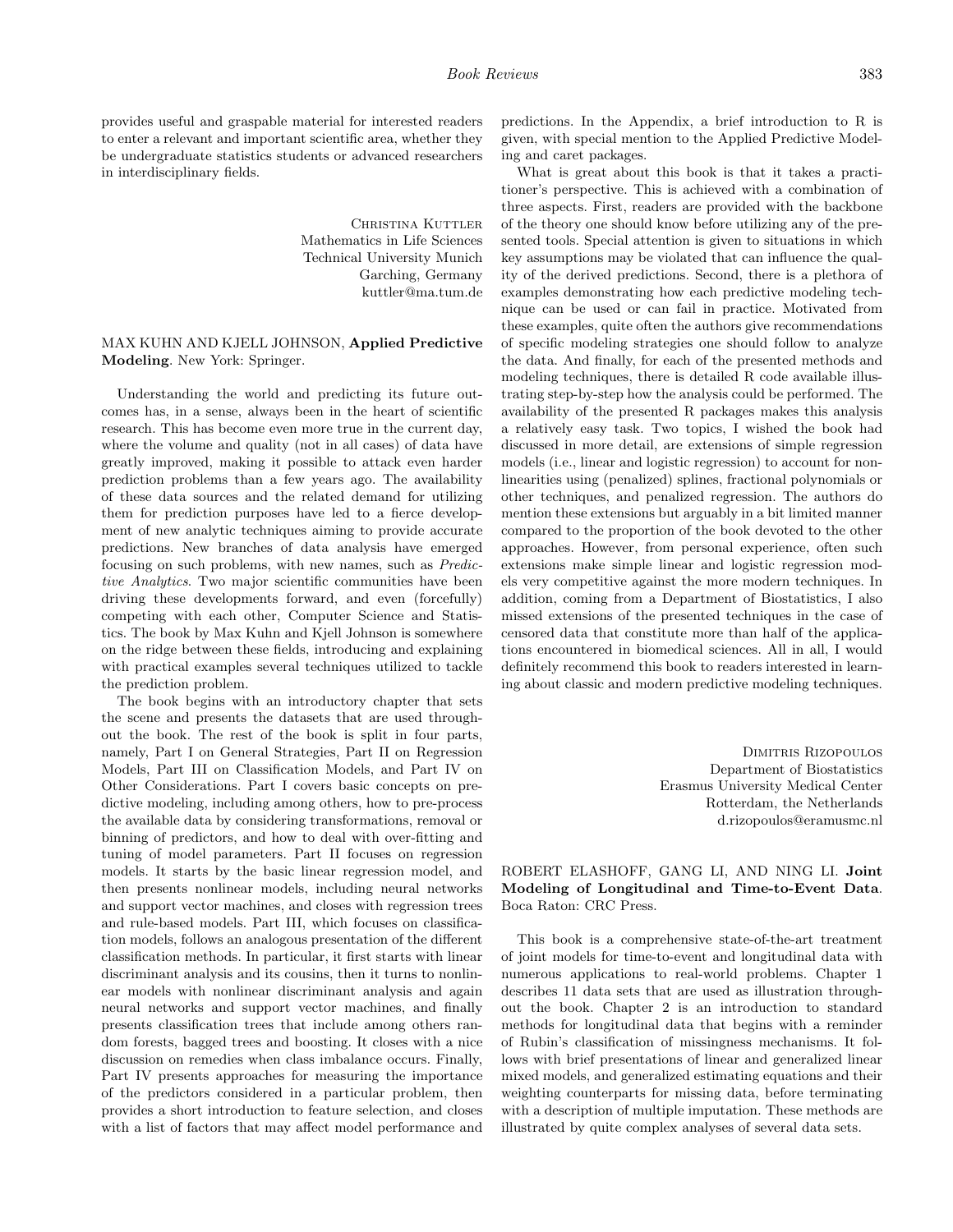provides useful and graspable material for interested readers to enter a relevant and important scientific area, whether they be undergraduate statistics students or advanced researchers in interdisciplinary fields.

Christina Kuttler
Mathematics in Life Sciences
Technical University Munich
Garching, Germany
kuttler@ma.tum.de

MAX KUHN AND KJELL JOHNSON, **Applied Predictive Modeling**. New York: Springer.

Understanding the world and predicting its future outcomes has, in a sense, always been in the heart of scientific research. This has become even more true in the current day, where the volume and quality (not in all cases) of data have greatly improved, making it possible to attack even harder prediction problems than a few years ago. The availability of these data sources and the related demand for utilizing them for prediction purposes have led to a fierce development of new analytic techniques aiming to provide accurate predictions. New branches of data analysis have emerged focusing on such problems, with new names, such as *Predictive Analytics*. Two major scientific communities have been driving these developments forward, and even (forcefully) competing with each other, Computer Science and Statistics. The book by Max Kuhn and Kjell Johnson is somewhere on the ridge between these fields, introducing and explaining with practical examples several techniques utilized to tackle the prediction problem.

The book begins with an introductory chapter that sets the scene and presents the datasets that are used throughout the book. The rest of the book is split in four parts, namely, Part I on General Strategies, Part II on Regression Models, Part III on Classification Models, and Part IV on Other Considerations. Part I covers basic concepts on predictive modeling, including among others, how to pre-process the available data by considering transformations, removal or binning of predictors, and how to deal with over-fitting and tuning of model parameters. Part II focuses on regression models. It starts by the basic linear regression model, and then presents nonlinear models, including neural networks and support vector machines, and closes with regression trees and rule-based models. Part III, which focuses on classification models, follows an analogous presentation of the different classification methods. In particular, it first starts with linear discriminant analysis and its cousins, then it turns to nonlinear models with nonlinear discriminant analysis and again neural networks and support vector machines, and finally presents classification trees that include among others random forests, bagged trees and boosting. It closes with a nice discussion on remedies when class imbalance occurs. Finally, Part IV presents approaches for measuring the importance of the predictors considered in a particular problem, then provides a short introduction to feature selection, and closes with a list of factors that may affect model performance and predictions. In the Appendix, a brief introduction to R is given, with special mention to the Applied Predictive Modeling and caret packages.

What is great about this book is that it takes a practitioner's perspective. This is achieved with a combination of three aspects. First, readers are provided with the backbone of the theory one should know before utilizing any of the presented tools. Special attention is given to situations in which key assumptions may be violated that can influence the quality of the derived predictions. Second, there is a plethora of examples demonstrating how each predictive modeling technique can be used or can fail in practice. Motivated from these examples, quite often the authors give recommendations of specific modeling strategies one should follow to analyze the data. And finally, for each of the presented methods and modeling techniques, there is detailed R code available illustrating step-by-step how the analysis could be performed. The availability of the presented R packages makes this analysis a relatively easy task. Two topics, I wished the book had discussed in more detail, are extensions of simple regression models (i.e., linear and logistic regression) to account for nonlinearities using (penalized) splines, fractional polynomials or other techniques, and penalized regression. The authors do mention these extensions but arguably in a bit limited manner compared to the proportion of the book devoted to the other approaches. However, from personal experience, often such extensions make simple linear and logistic regression models very competitive against the more modern techniques. In addition, coming from a Department of Biostatistics, I also missed extensions of the presented techniques in the case of censored data that constitute more than half of the applications encountered in biomedical sciences. All in all, I would definitely recommend this book to readers interested in learning about classic and modern predictive modeling techniques.

Dimitris Rizopoulos
Department of Biostatistics
Erasmus University Medical Center
Rotterdam, the Netherlands
d.rizopoulos@eramusmc.nl

ROBERT ELASHOFF, GANG LI, AND NING LI. **Joint Modeling of Longitudinal and Time-to-Event Data**. Boca Raton: CRC Press.

This book is a comprehensive state-of-the-art treatment of joint models for time-to-event and longitudinal data with numerous applications to real-world problems. Chapter 1 describes 11 data sets that are used as illustration throughout the book. Chapter 2 is an introduction to standard methods for longitudinal data that begins with a reminder of Rubin's classification of missingness mechanisms. It follows with brief presentations of linear and generalized linear mixed models, and generalized estimating equations and their weighting counterparts for missing data, before terminating with a description of multiple imputation. These methods are illustrated by quite complex analyses of several data sets.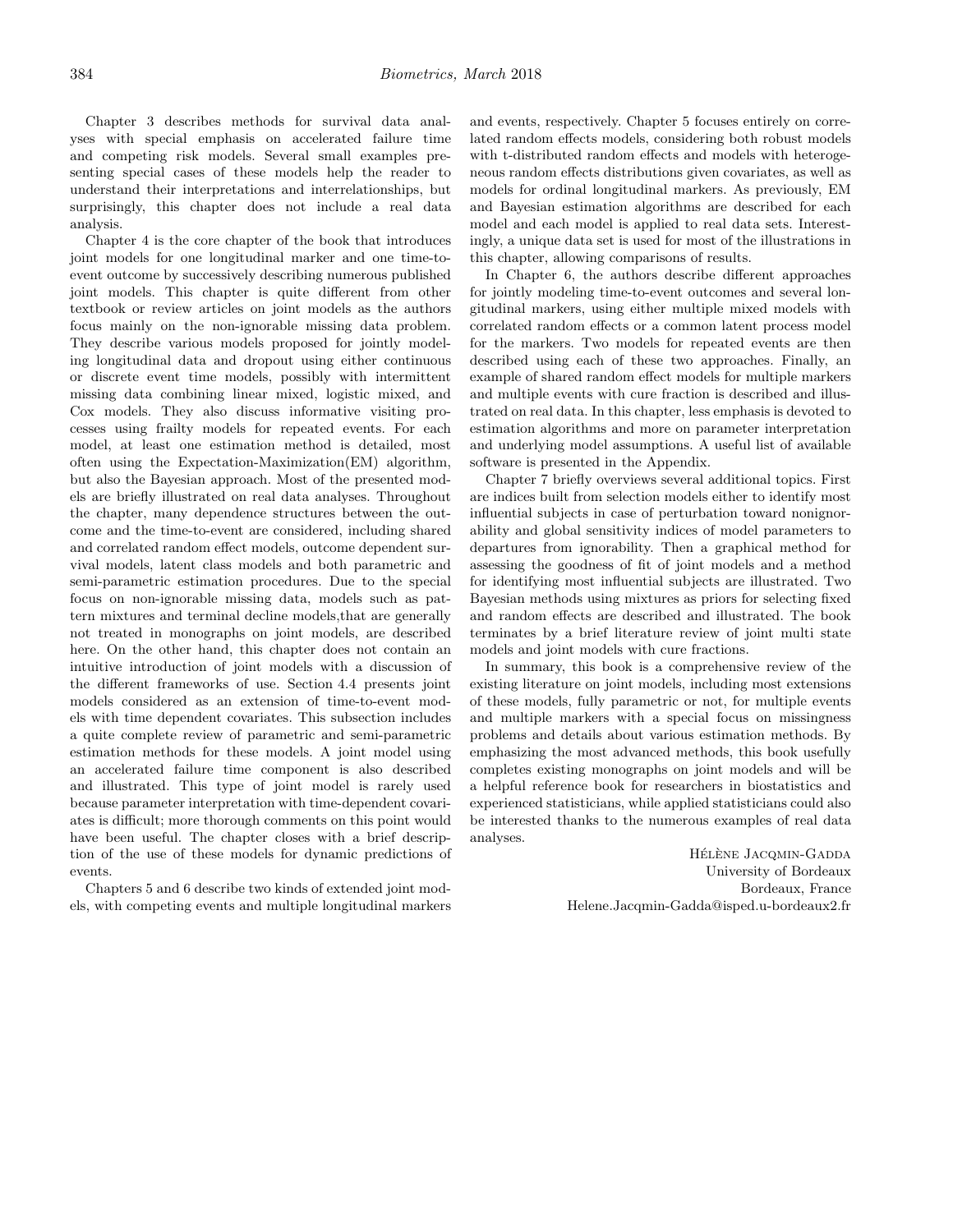Chapter 3 describes methods for survival data analyses with special emphasis on accelerated failure time and competing risk models. Several small examples presenting special cases of these models help the reader to understand their interpretations and interrelationships, but surprisingly, this chapter does not include a real data analysis.

Chapter 4 is the core chapter of the book that introduces joint models for one longitudinal marker and one time-to-event outcome by successively describing numerous published joint models. This chapter is quite different from other textbook or review articles on joint models as the authors focus mainly on the non-ignorable missing data problem. They describe various models proposed for jointly modeling longitudinal data and dropout using either continuous or discrete event time models, possibly with intermittent missing data combining linear mixed, logistic mixed, and Cox models. They also discuss informative visiting processes using frailty models for repeated events. For each model, at least one estimation method is detailed, most often using the Expectation-Maximization(EM) algorithm, but also the Bayesian approach. Most of the presented models are briefly illustrated on real data analyses. Throughout the chapter, many dependence structures between the outcome and the time-to-event are considered, including shared and correlated random effect models, outcome dependent survival models, latent class models and both parametric and semi-parametric estimation procedures. Due to the special focus on non-ignorable missing data, models such as pattern mixtures and terminal decline models,that are generally not treated in monographs on joint models, are described here. On the other hand, this chapter does not contain an intuitive introduction of joint models with a discussion of the different frameworks of use. Section 4.4 presents joint models considered as an extension of time-to-event models with time dependent covariates. This subsection includes a quite complete review of parametric and semi-parametric estimation methods for these models. A joint model using an accelerated failure time component is also described and illustrated. This type of joint model is rarely used because parameter interpretation with time-dependent covariates is difficult; more thorough comments on this point would have been useful. The chapter closes with a brief description of the use of these models for dynamic predictions of events.

Chapters 5 and 6 describe two kinds of extended joint models, with competing events and multiple longitudinal markers and events, respectively. Chapter 5 focuses entirely on correlated random effects models, considering both robust models with t-distributed random effects and models with heterogeneous random effects distributions given covariates, as well as models for ordinal longitudinal markers. As previously, EM and Bayesian estimation algorithms are described for each model and each model is applied to real data sets. Interestingly, a unique data set is used for most of the illustrations in this chapter, allowing comparisons of results.

In Chapter 6, the authors describe different approaches for jointly modeling time-to-event outcomes and several longitudinal markers, using either multiple mixed models with correlated random effects or a common latent process model for the markers. Two models for repeated events are then described using each of these two approaches. Finally, an example of shared random effect models for multiple markers and multiple events with cure fraction is described and illustrated on real data. In this chapter, less emphasis is devoted to estimation algorithms and more on parameter interpretation and underlying model assumptions. A useful list of available software is presented in the Appendix.

Chapter 7 briefly overviews several additional topics. First are indices built from selection models either to identify most influential subjects in case of perturbation toward nonignorability and global sensitivity indices of model parameters to departures from ignorability. Then a graphical method for assessing the goodness of fit of joint models and a method for identifying most influential subjects are illustrated. Two Bayesian methods using mixtures as priors for selecting fixed and random effects are described and illustrated. The book terminates by a brief literature review of joint multi state models and joint models with cure fractions.

In summary, this book is a comprehensive review of the existing literature on joint models, including most extensions of these models, fully parametric or not, for multiple events and multiple markers with a special focus on missingness problems and details about various estimation methods. By emphasizing the most advanced methods, this book usefully completes existing monographs on joint models and will be a helpful reference book for researchers in biostatistics and experienced statisticians, while applied statisticians could also be interested thanks to the numerous examples of real data analyses.

Hélène Jacqmin-Gadda
University of Bordeaux
Bordeaux, France
Helene.Jacqmin-Gadda@isped.u-bordeaux2.fr